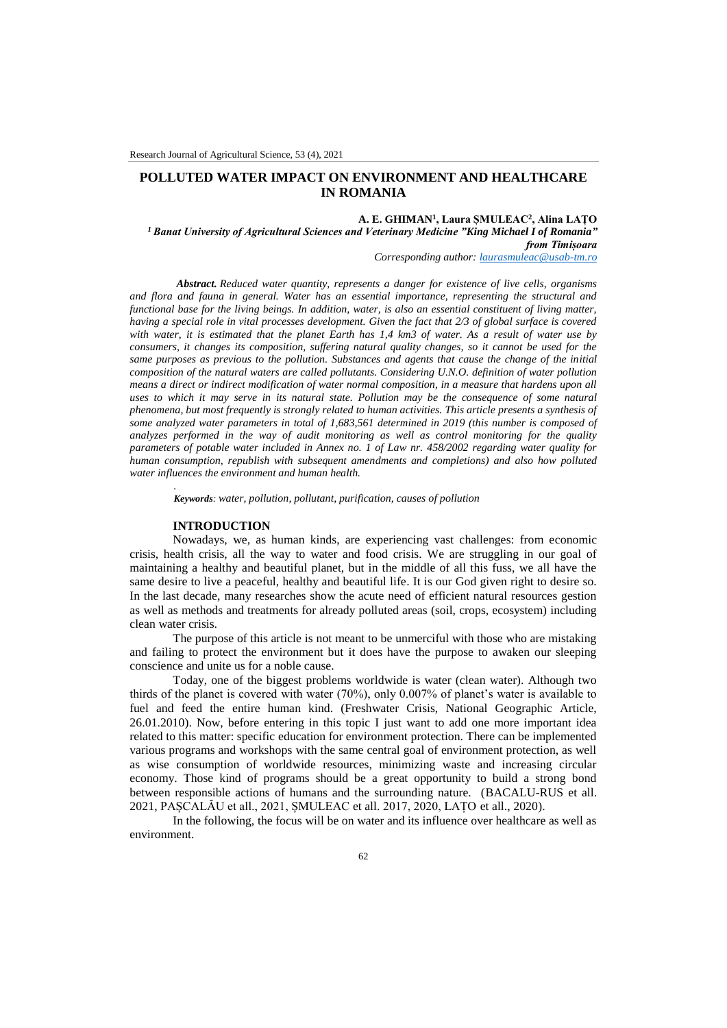# POLLUTED WATER IMPACT ON ENVIRONMENT AND HEALTHCARE IN ROMANIA

**A. E. GHIMAN[1], Laura ȘMULEAC[2], Alina LAȚO**

***[1] Banat University of Agricultural Sciences and Veterinary Medicine "King Michael I of Romania" from Timișoara***

*Corresponding author: laurasmuleac@usab-tm.ro*

***Abstract.*** *Reduced water quantity, represents a danger for existence of live cells, organisms and flora and fauna in general. Water has an essential importance, representing the structural and functional base for the living beings. In addition, water, is also an essential constituent of living matter, having a special role in vital processes development. Given the fact that 2/3 of global surface is covered with water, it is estimated that the planet Earth has 1,4 km3 of water. As a result of water use by consumers, it changes its composition, suffering natural quality changes, so it cannot be used for the same purposes as previous to the pollution. Substances and agents that cause the change of the initial composition of the natural waters are called pollutants. Considering U.N.O. definition of water pollution means a direct or indirect modification of water normal composition, in a measure that hardens upon all uses to which it may serve in its natural state. Pollution may be the consequence of some natural phenomena, but most frequently is strongly related to human activities. This article presents a synthesis of some analyzed water parameters in total of 1,683,561 determined in 2019 (this number is composed of analyzes performed in the way of audit monitoring as well as control monitoring for the quality parameters of potable water included in Annex no. 1 of Law nr. 458/2002 regarding water quality for human consumption, republish with subsequent amendments and completions) and also how polluted water influences the environment and human health.*

***Keywords****: water, pollution, pollutant, purification, causes of pollution*

## INTRODUCTION

Nowadays, we, as human kinds, are experiencing vast challenges: from economic crisis, health crisis, all the way to water and food crisis. We are struggling in our goal of maintaining a healthy and beautiful planet, but in the middle of all this fuss, we all have the same desire to live a peaceful, healthy and beautiful life. It is our God given right to desire so. In the last decade, many researches show the acute need of efficient natural resources gestion as well as methods and treatments for already polluted areas (soil, crops, ecosystem) including clean water crisis.

The purpose of this article is not meant to be unmerciful with those who are mistaking and failing to protect the environment but it does have the purpose to awaken our sleeping conscience and unite us for a noble cause.

Today, one of the biggest problems worldwide is water (clean water). Although two thirds of the planet is covered with water (70%), only 0.007% of planet's water is available to fuel and feed the entire human kind. (Freshwater Crisis, National Geographic Article, 26.01.2010). Now, before entering in this topic I just want to add one more important idea related to this matter: specific education for environment protection. There can be implemented various programs and workshops with the same central goal of environment protection, as well as wise consumption of worldwide resources, minimizing waste and increasing circular economy. Those kind of programs should be a great opportunity to build a strong bond between responsible actions of humans and the surrounding nature. (BACALU-RUS et all. 2021, PAȘCALĂU et all., 2021, ȘMULEAC et all. 2017, 2020, LAȚO et all., 2020).

In the following, the focus will be on water and its influence over healthcare as well as environment.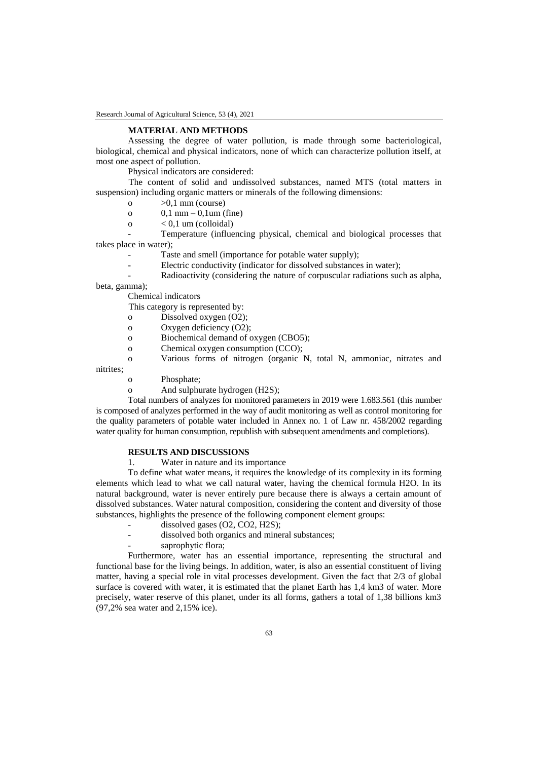## MATERIAL AND METHODS

Assessing the degree of water pollution, is made through some bacteriological, biological, chemical and physical indicators, none of which can characterize pollution itself, at most one aspect of pollution.

Physical indicators are considered:

The content of solid and undissolved substances, named MTS (total matters in suspension) including organic matters or minerals of the following dimensions:

- >0,1 mm (course)
- 0,1 mm – 0,1um (fine)
- < 0,1 um (colloidal)

- Temperature (influencing physical, chemical and biological processes that takes place in water);
- Taste and smell (importance for potable water supply);
- Electric conductivity (indicator for dissolved substances in water);
- Radioactivity (considering the nature of corpuscular radiations such as alpha, beta, gamma);

Chemical indicators

This category is represented by:

- Dissolved oxygen ($O_2$);
- Oxygen deficiency ($O_2$);
- Biochemical demand of oxygen ($CBO_5$);
- Chemical oxygen consumption (CCO);
- Various forms of nitrogen (organic N, total N, ammoniac, nitrates and nitrites;
- Phosphate;
- And sulphurate hydrogen ($H_2S$);

Total numbers of analyzes for monitored parameters in 2019 were 1.683.561 (this number is composed of analyzes performed in the way of audit monitoring as well as control monitoring for the quality parameters of potable water included in Annex no. 1 of Law nr. 458/2002 regarding water quality for human consumption, republish with subsequent amendments and completions).

## RESULTS AND DISCUSSIONS

1. Water in nature and its importance

To define what water means, it requires the knowledge of its complexity in its forming elements which lead to what we call natural water, having the chemical formula $H_2O$. In its natural background, water is never entirely pure because there is always a certain amount of dissolved substances. Water natural composition, considering the content and diversity of those substances, highlights the presence of the following component element groups:

- dissolved gases ($O_2$, $CO_2$, $H_2S$);
- dissolved both organics and mineral substances;
- saprophytic flora;

Furthermore, water has an essential importance, representing the structural and functional base for the living beings. In addition, water, is also an essential constituent of living matter, having a special role in vital processes development. Given the fact that 2/3 of global surface is covered with water, it is estimated that the planet Earth has 1,4 $km^3$ of water. More precisely, water reserve of this planet, under its all forms, gathers a total of 1,38 billions $km^3$ (97,2% sea water and 2,15% ice).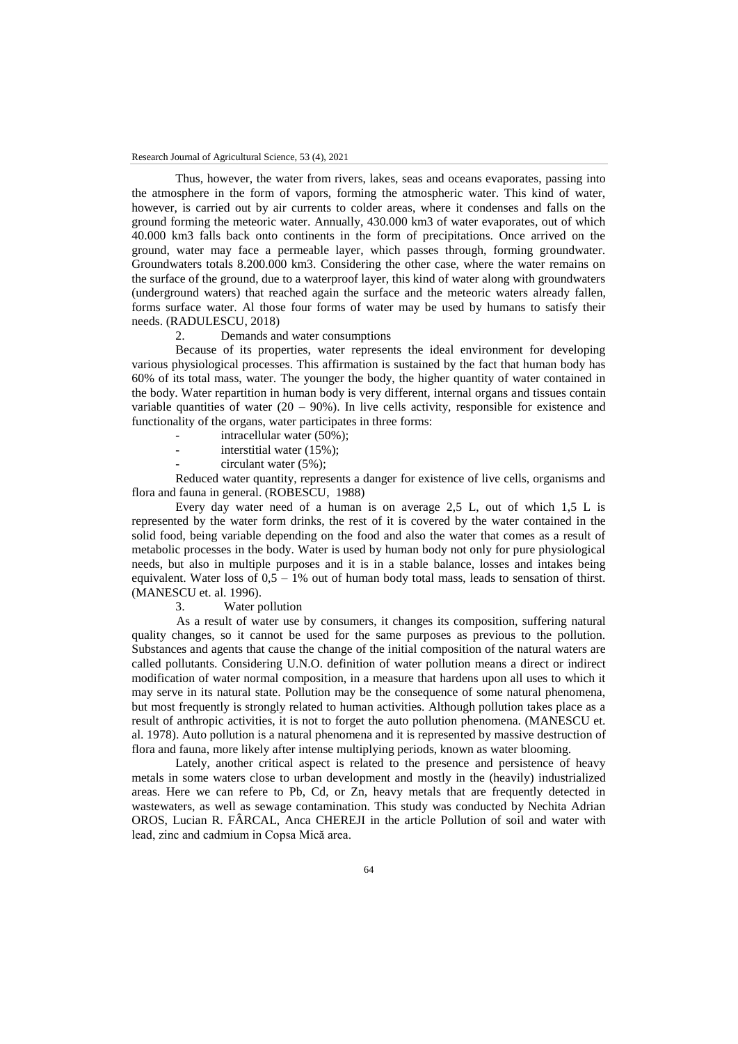Thus, however, the water from rivers, lakes, seas and oceans evaporates, passing into the atmosphere in the form of vapors, forming the atmospheric water. This kind of water, however, is carried out by air currents to colder areas, where it condenses and falls on the ground forming the meteoric water. Annually, 430.000 km3 of water evaporates, out of which 40.000 km3 falls back onto continents in the form of precipitations. Once arrived on the ground, water may face a permeable layer, which passes through, forming groundwater. Groundwaters totals 8.200.000 km3. Considering the other case, where the water remains on the surface of the ground, due to a waterproof layer, this kind of water along with groundwaters (underground waters) that reached again the surface and the meteoric waters already fallen, forms surface water. Al those four forms of water may be used by humans to satisfy their needs. (RADULESCU, 2018)

## 2. Demands and water consumptions

Because of its properties, water represents the ideal environment for developing various physiological processes. This affirmation is sustained by the fact that human body has 60% of its total mass, water. The younger the body, the higher quantity of water contained in the body. Water repartition in human body is very different, internal organs and tissues contain variable quantities of water (20 – 90%). In live cells activity, responsible for existence and functionality of the organs, water participates in three forms:

- intracellular water (50%);
- interstitial water (15%);
- circulant water (5%);

Reduced water quantity, represents a danger for existence of live cells, organisms and flora and fauna in general. (ROBESCU, 1988)

Every day water need of a human is on average 2,5 L, out of which 1,5 L is represented by the water form drinks, the rest of it is covered by the water contained in the solid food, being variable depending on the food and also the water that comes as a result of metabolic processes in the body. Water is used by human body not only for pure physiological needs, but also in multiple purposes and it is in a stable balance, losses and intakes being equivalent. Water loss of 0,5 – 1% out of human body total mass, leads to sensation of thirst. (MANESCU et. al. 1996).

## 3. Water pollution

As a result of water use by consumers, it changes its composition, suffering natural quality changes, so it cannot be used for the same purposes as previous to the pollution. Substances and agents that cause the change of the initial composition of the natural waters are called pollutants. Considering U.N.O. definition of water pollution means a direct or indirect modification of water normal composition, in a measure that hardens upon all uses to which it may serve in its natural state. Pollution may be the consequence of some natural phenomena, but most frequently is strongly related to human activities. Although pollution takes place as a result of anthropic activities, it is not to forget the auto pollution phenomena. (MANESCU et. al. 1978). Auto pollution is a natural phenomena and it is represented by massive destruction of flora and fauna, more likely after intense multiplying periods, known as water blooming.

Lately, another critical aspect is related to the presence and persistence of heavy metals in some waters close to urban development and mostly in the (heavily) industrialized areas. Here we can refere to Pb, Cd, or Zn, heavy metals that are frequently detected in wastewaters, as well as sewage contamination. This study was conducted by Nechita Adrian OROS, Lucian R. FÂRCAL, Anca CHEREJI in the article Pollution of soil and water with lead, zinc and cadmium in Copsa Mică area.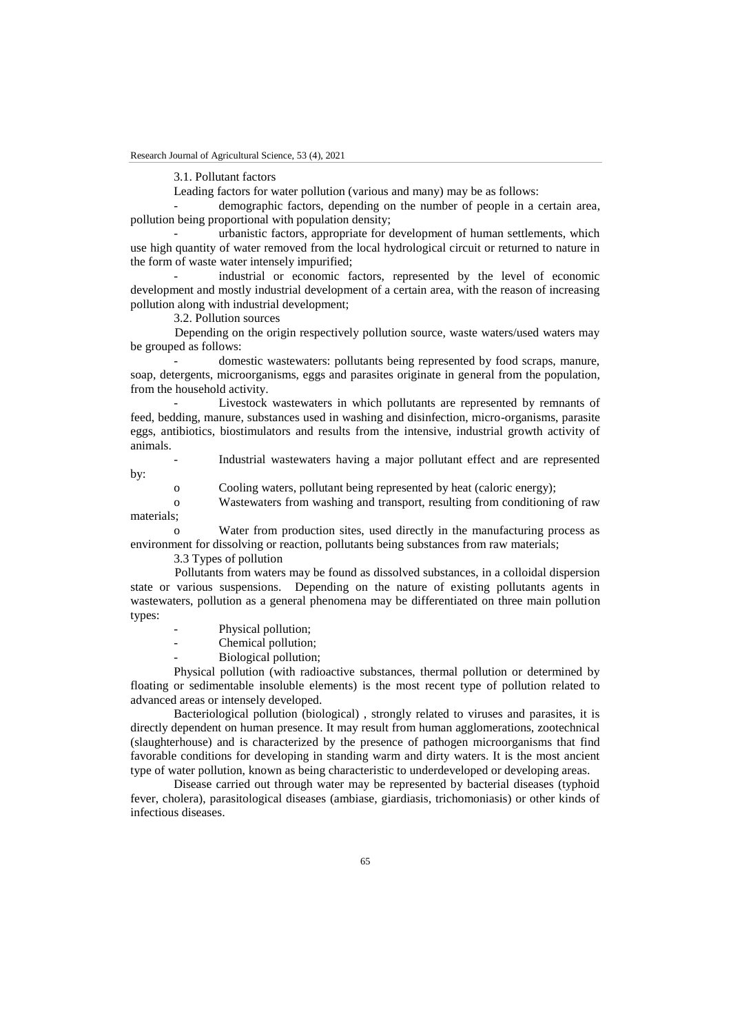### 3.1. Pollutant factors

Leading factors for water pollution (various and many) may be as follows:

- demographic factors, depending on the number of people in a certain area, pollution being proportional with population density;
- urbanistic factors, appropriate for development of human settlements, which use high quantity of water removed from the local hydrological circuit or returned to nature in the form of waste water intensely impurified;
- industrial or economic factors, represented by the level of economic development and mostly industrial development of a certain area, with the reason of increasing pollution along with industrial development;

### 3.2. Pollution sources

Depending on the origin respectively pollution source, waste waters/used waters may be grouped as follows:

- domestic wastewaters: pollutants being represented by food scraps, manure, soap, detergents, microorganisms, eggs and parasites originate in general from the population, from the household activity.
- Livestock wastewaters in which pollutants are represented by remnants of feed, bedding, manure, substances used in washing and disinfection, micro-organisms, parasite eggs, antibiotics, biostimulators and results from the intensive, industrial growth activity of animals.
- Industrial wastewaters having a major pollutant effect and are represented by:
  - Cooling waters, pollutant being represented by heat (caloric energy);
  - Wastewaters from washing and transport, resulting from conditioning of raw materials;
  - Water from production sites, used directly in the manufacturing process as environment for dissolving or reaction, pollutants being substances from raw materials;

### 3.3 Types of pollution

Pollutants from waters may be found as dissolved substances, in a colloidal dispersion state or various suspensions. Depending on the nature of existing pollutants agents in wastewaters, pollution as a general phenomena may be differentiated on three main pollution types:

- Physical pollution;
- Chemical pollution;
- Biological pollution;

Physical pollution (with radioactive substances, thermal pollution or determined by floating or sedimentable insoluble elements) is the most recent type of pollution related to advanced areas or intensely developed.

Bacteriological pollution (biological) , strongly related to viruses and parasites, it is directly dependent on human presence. It may result from human agglomerations, zootechnical (slaughterhouse) and is characterized by the presence of pathogen microorganisms that find favorable conditions for developing in standing warm and dirty waters. It is the most ancient type of water pollution, known as being characteristic to underdeveloped or developing areas.

Disease carried out through water may be represented by bacterial diseases (typhoid fever, cholera), parasitological diseases (ambiase, giardiasis, trichomoniasis) or other kinds of infectious diseases.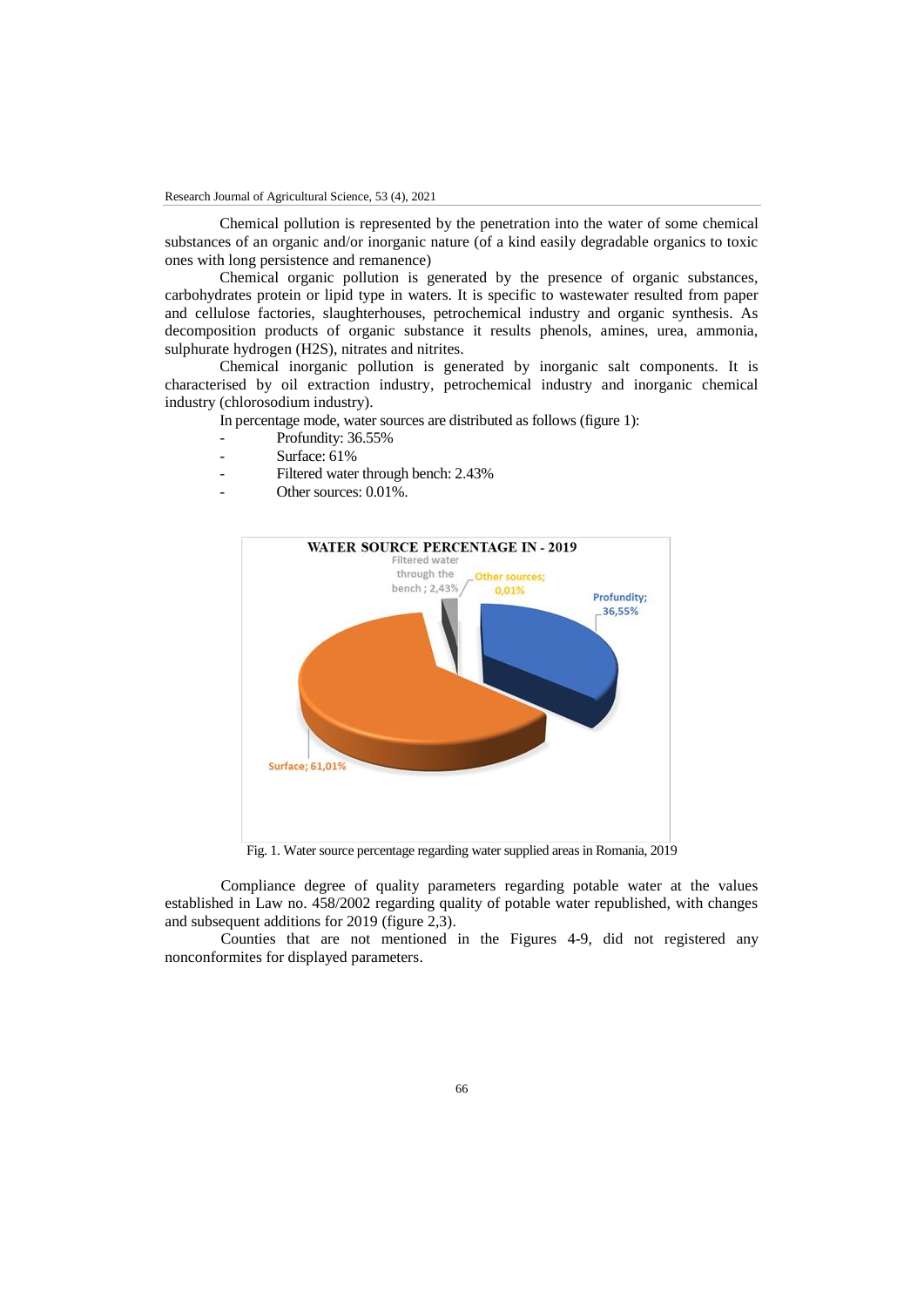Chemical pollution is represented by the penetration into the water of some chemical substances of an organic and/or inorganic nature (of a kind easily degradable organics to toxic ones with long persistence and remanence)

Chemical organic pollution is generated by the presence of organic substances, carbohydrates protein or lipid type in waters. It is specific to wastewater resulted from paper and cellulose factories, slaughterhouses, petrochemical industry and organic synthesis. As decomposition products of organic substance it results phenols, amines, urea, ammonia, sulphurate hydrogen ($H_2S$), nitrates and nitrites.

Chemical inorganic pollution is generated by inorganic salt components. It is characterised by oil extraction industry, petrochemical industry and inorganic chemical industry (chlorosodium industry).

In percentage mode, water sources are distributed as follows (figure 1):

- Profundity: 36.55%
- Surface: 61%
- Filtered water through bench: 2.43%
- Other sources: 0.01%.

Fig. 1. Water source percentage regarding water supplied areas in Romania, 2019

Compliance degree of quality parameters regarding potable water at the values established in Law no. 458/2002 regarding quality of potable water republished, with changes and subsequent additions for 2019 (figure 2,3).

Counties that are not mentioned in the Figures 4-9, did not registered any nonconformites for displayed parameters.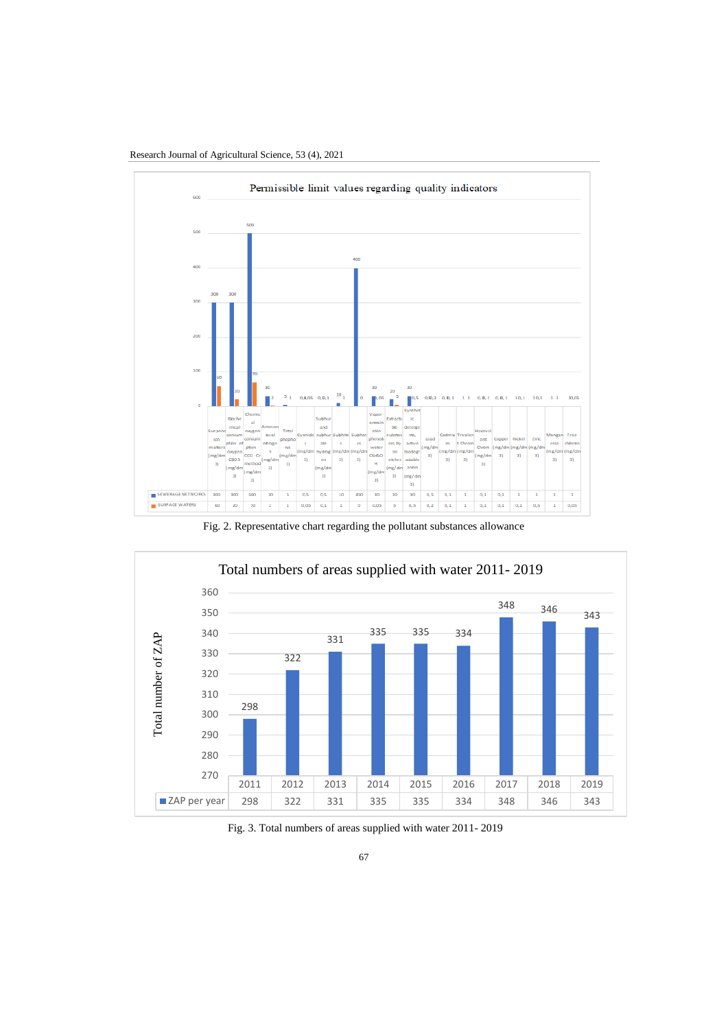Permissible limit values regarding quality indicators

| | Suspended matters (mg/dm3) | Biochemical oxygen consumption CBO5 (mg/dm3) | Chemical oxygen consumption CCO Cr method (mg/dm3) | Ammoniacal nitrogen (mg/dm3) | Total phosphorus (mg/dm3) | Cyanide (mg/dm3) | Sulphur and sulphurated hydrogen (mg/dm3) | Sulphites (mg/dm3) | Sulphates (mg/dm3) | Vapor entrainable phenols water C6H5OH (mg/dm3) | Extractible substances by ether | Synthetic detergents, active biodegradable anion (mg/dm3) | Lead (mg/dm3) | Cadmium (mg/dm3) | Trivalent Chrom (mg/dm3) | Hexavalent Chrom (mg/dm3) | Copper (mg/dm3) | Nickel (mg/dm3) | Zinc (mg/dm3) | Manganese (mg/dm3) | Free chlorine (mg/dm3) |
|---|---|---|---|---|---|---|---|---|---|---|---|---|---|---|---|---|---|---|---|---|---|
| SEWERAGE NETWORKS | 300 | 300 | 500 | 30 | 5 | 0,5 | 0,5 | 10 | 400 | 30 | 30 | 30 | 0,5 | 0,1 | 1 | 0,1 | 0,1 | 1 | 1 | 1 | 1 |
| SURFACE WATERS | 60 | 20 | 70 | 2 | 1 | 0,05 | 0,1 | 1 | 0 | 0,05 | 5 | 0,5 | 0,2 | 0,1 | 1 | 0,1 | 0,1 | 0,1 | 0,5 | 1 | 0,05 |

Fig. 2. Representative chart regarding the pollutant substances allowance

Total numbers of areas supplied with water 2011- 2019

| | 2011 | 2012 | 2013 | 2014 | 2015 | 2016 | 2017 | 2018 | 2019 |
|---|---|---|---|---|---|---|---|---|---|
| ZAP per year | 298 | 322 | 331 | 335 | 335 | 334 | 348 | 346 | 343 |

Fig. 3. Total numbers of areas supplied with water 2011- 2019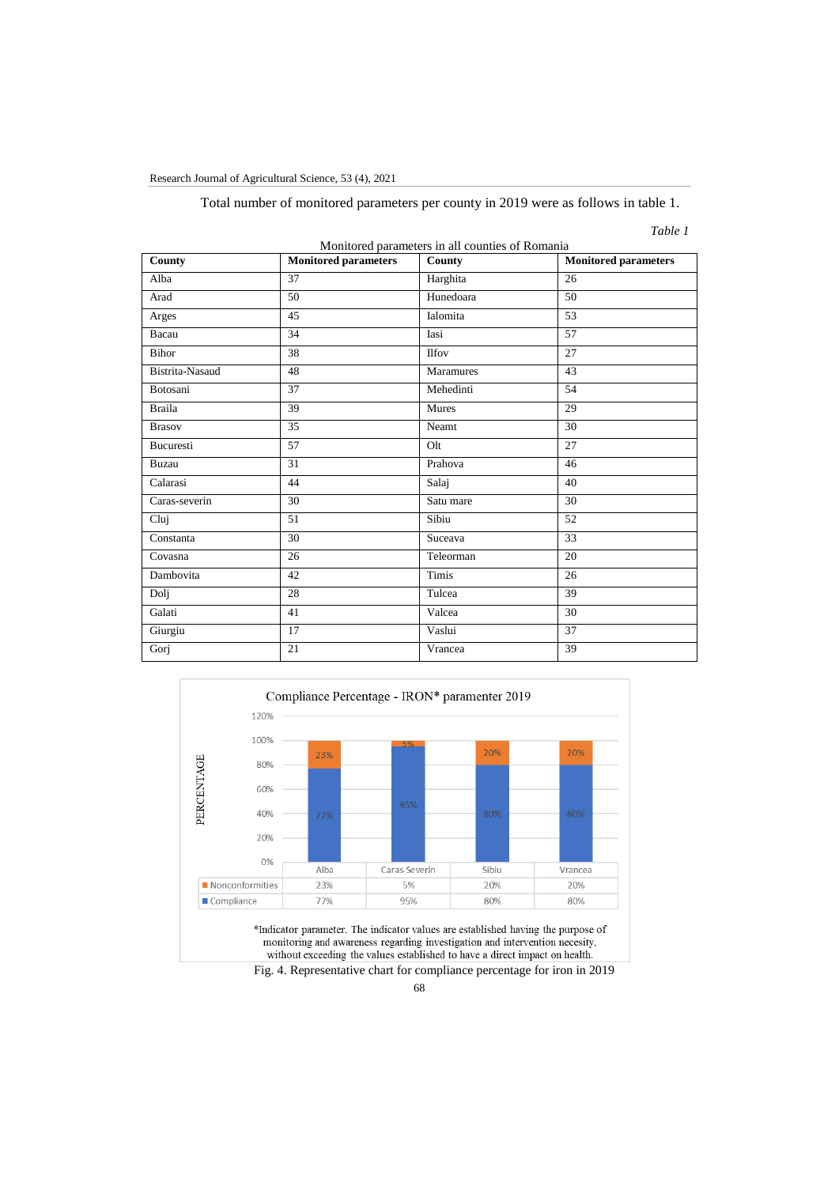Total number of monitored parameters per county in 2019 were as follows in table 1.

*Table 1*

Monitored parameters in all counties of Romania

| County | Monitored parameters | County | Monitored parameters |
|---|---|---|---|
| Alba | 37 | Harghita | 26 |
| Arad | 50 | Hunedoara | 50 |
| Arges | 45 | Ialomita | 53 |
| Bacau | 34 | Iasi | 57 |
| Bihor | 38 | Ilfov | 27 |
| Bistrita-Nasaud | 48 | Maramures | 43 |
| Botosani | 37 | Mehedinti | 54 |
| Braila | 39 | Mures | 29 |
| Brasov | 35 | Neamt | 30 |
| Bucuresti | 57 | Olt | 27 |
| Buzau | 31 | Prahova | 46 |
| Calarasi | 44 | Salaj | 40 |
| Caras-severin | 30 | Satu mare | 30 |
| Cluj | 51 | Sibiu | 52 |
| Constanta | 30 | Suceava | 33 |
| Covasna | 26 | Teleorman | 20 |
| Dambovita | 42 | Timis | 26 |
| Dolj | 28 | Tulcea | 39 |
| Galati | 41 | Valcea | 30 |
| Giurgiu | 17 | Vaslui | 37 |
| Gorj | 21 | Vrancea | 39 |

Compliance Percentage - IRON* paramenter 2019

| | Alba | Caras-Severin | Sibiu | Vrancea |
|---|---|---|---|---|
| Nonconformities | 23% | 5% | 20% | 20% |
| Compliance | 77% | 95% | 80% | 80% |

*Indicator parameter. The indicator values are established having the purpose of monitoring and awareness regarding investigation and intervention necesity, without exceeding the values established to have a direct impact on health.

Fig. 4. Representative chart for compliance percentage for iron in 2019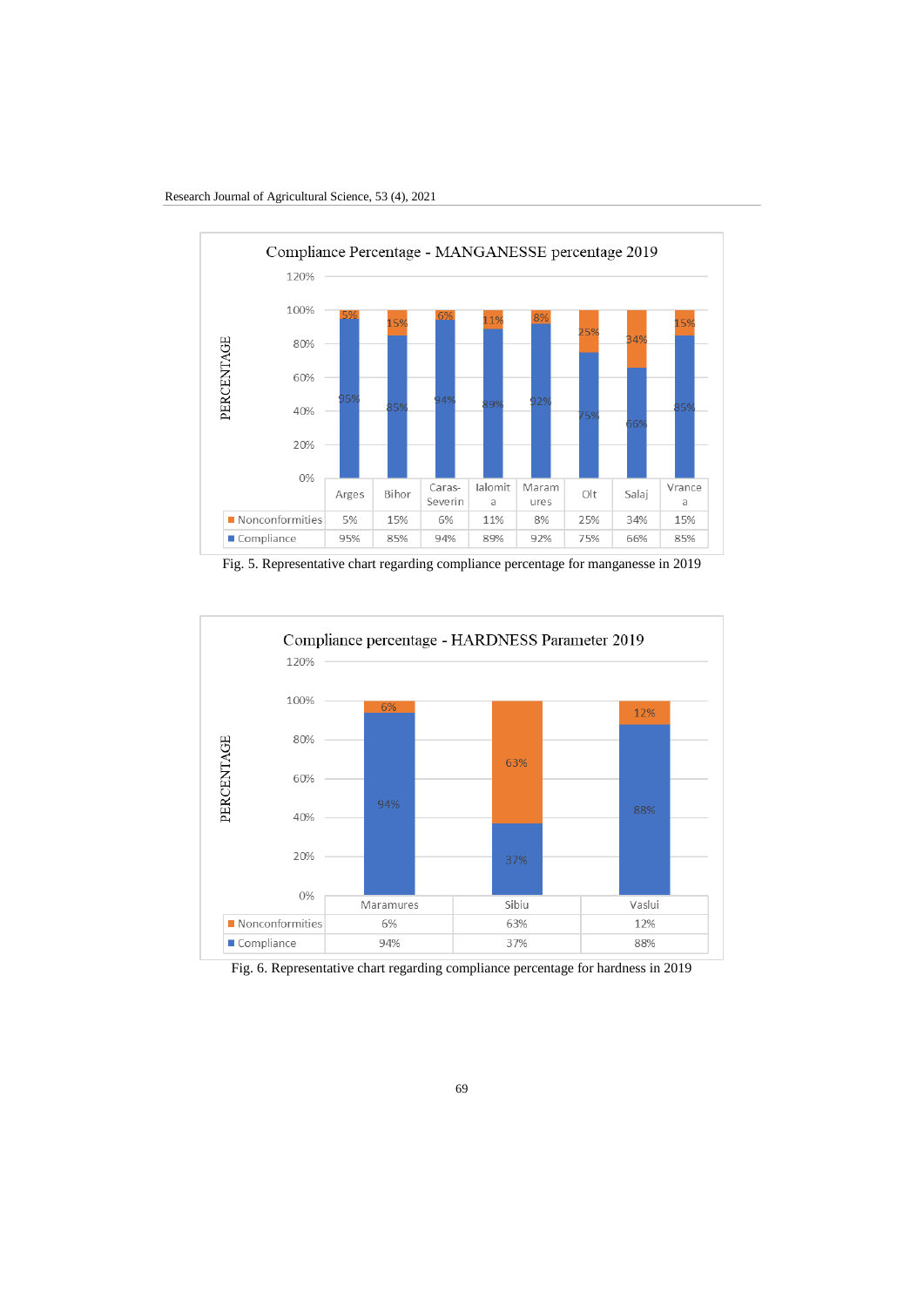Compliance Percentage - MANGANESSE percentage 2019

| | Arges | Bihor | Caras-Severin | Ialomita | Maramures | Olt | Salaj | Vrancea |
|---|---|---|---|---|---|---|---|---|
| Nonconformities | 5% | 15% | 6% | 11% | 8% | 25% | 34% | 15% |
| Compliance | 95% | 85% | 94% | 89% | 92% | 75% | 66% | 85% |

Fig. 5. Representative chart regarding compliance percentage for manganesse in 2019

Compliance percentage - HARDNESS Parameter 2019

| | Maramures | Sibiu | Vaslui |
|---|---|---|---|
| Nonconformities | 6% | 63% | 12% |
| Compliance | 94% | 37% | 88% |

Fig. 6. Representative chart regarding compliance percentage for hardness in 2019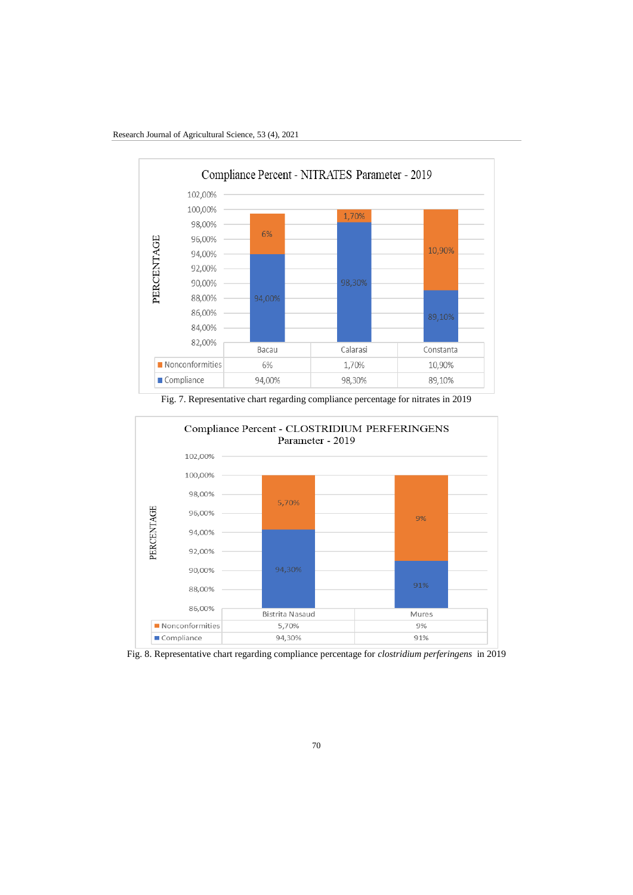**Compliance Percent - NITRATES Parameter - 2019**

| | Bacau | Calarasi | Constanta |
|---|---|---|---|
| Nonconformities | 6% | 1,70% | 10,90% |
| Compliance | 94,00% | 98,30% | 89,10% |

Fig. 7. Representative chart regarding compliance percentage for nitrates in 2019

**Compliance Percent - CLOSTRIDIUM PERFERINGENS Parameter - 2019**

| | Bistrita Nasaud | Mures |
|---|---|---|
| Nonconformities | 5,70% | 9% |
| Compliance | 94,30% | 91% |

Fig. 8. Representative chart regarding compliance percentage for *clostridium perferingens* in 2019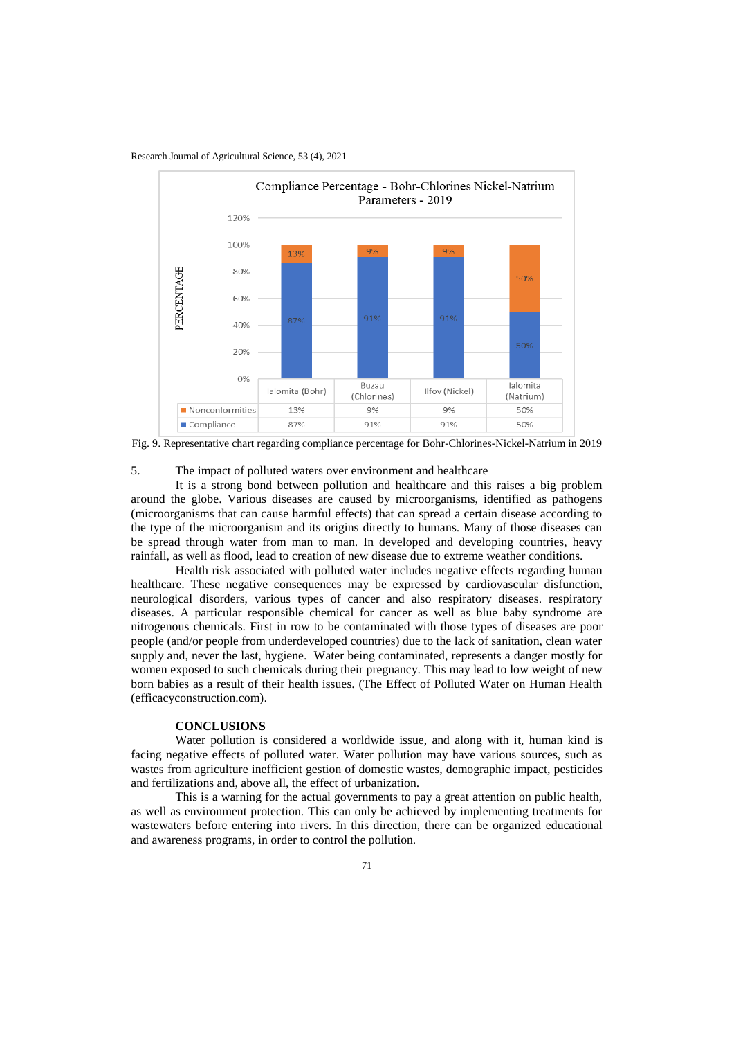Compliance Percentage - Bohr-Chlorines Nickel-Natrium Parameters - 2019

| | Ialomita (Bohr) | Buzau (Chlorines) | Ilfov (Nickel) | Ialomita (Natrium) |
|---|---|---|---|---|
| Nonconformities | 13% | 9% | 9% | 50% |
| Compliance | 87% | 91% | 91% | 50% |

Fig. 9. Representative chart regarding compliance percentage for Bohr-Chlorines-Nickel-Natrium in 2019

## 5. The impact of polluted waters over environment and healthcare

It is a strong bond between pollution and healthcare and this raises a big problem around the globe. Various diseases are caused by microorganisms, identified as pathogens (microorganisms that can cause harmful effects) that can spread a certain disease according to the type of the microorganism and its origins directly to humans. Many of those diseases can be spread through water from man to man. In developed and developing countries, heavy rainfall, as well as flood, lead to creation of new disease due to extreme weather conditions.

Health risk associated with polluted water includes negative effects regarding human healthcare. These negative consequences may be expressed by cardiovascular disfunction, neurological disorders, various types of cancer and also respiratory diseases. respiratory diseases. A particular responsible chemical for cancer as well as blue baby syndrome are nitrogenous chemicals. First in row to be contaminated with those types of diseases are poor people (and/or people from underdeveloped countries) due to the lack of sanitation, clean water supply and, never the last, hygiene. Water being contaminated, represents a danger mostly for women exposed to such chemicals during their pregnancy. This may lead to low weight of new born babies as a result of their health issues. (The Effect of Polluted Water on Human Health (efficacyconstruction.com).

## CONCLUSIONS

Water pollution is considered a worldwide issue, and along with it, human kind is facing negative effects of polluted water. Water pollution may have various sources, such as wastes from agriculture inefficient gestion of domestic wastes, demographic impact, pesticides and fertilizations and, above all, the effect of urbanization.

This is a warning for the actual governments to pay a great attention on public health, as well as environment protection. This can only be achieved by implementing treatments for wastewaters before entering into rivers. In this direction, there can be organized educational and awareness programs, in order to control the pollution.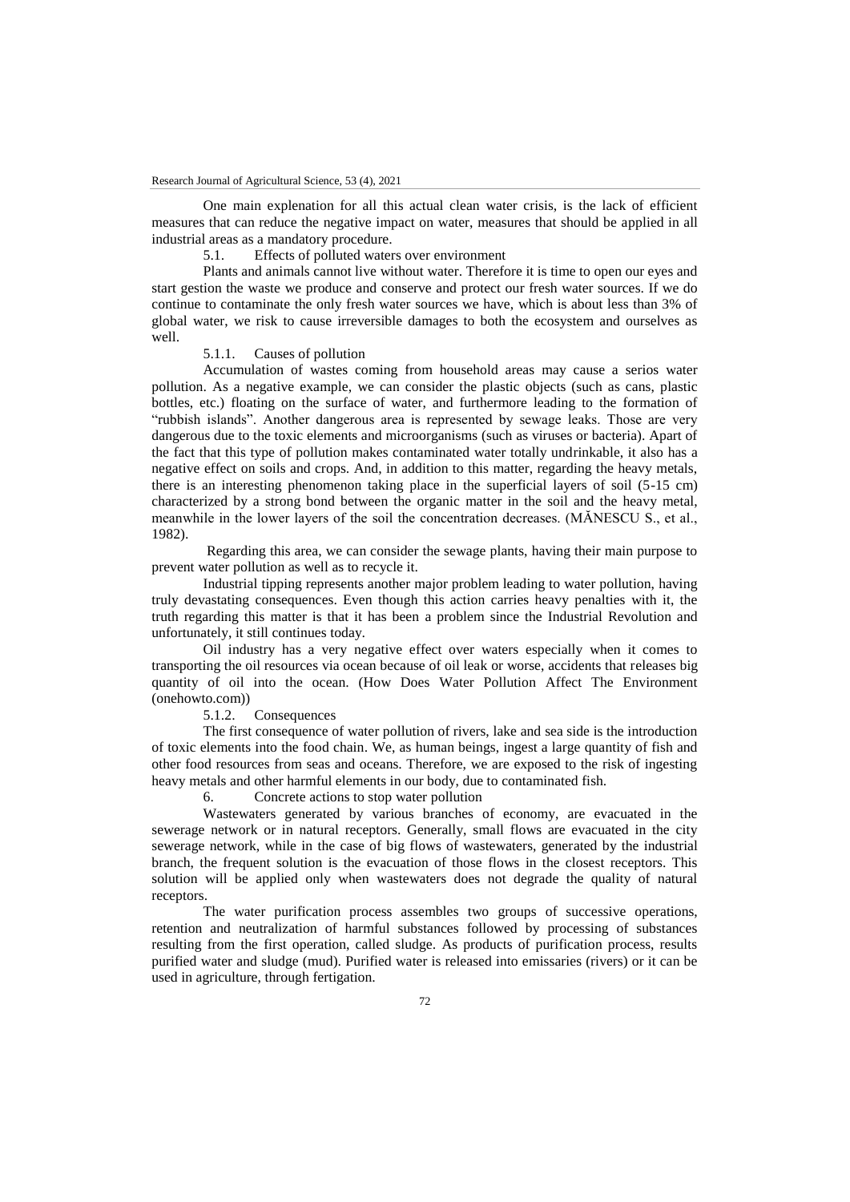One main explenation for all this actual clean water crisis, is the lack of efficient measures that can reduce the negative impact on water, measures that should be applied in all industrial areas as a mandatory procedure.

### 5.1. Effects of polluted waters over environment

Plants and animals cannot live without water. Therefore it is time to open our eyes and start gestion the waste we produce and conserve and protect our fresh water sources. If we do continue to contaminate the only fresh water sources we have, which is about less than 3% of global water, we risk to cause irreversible damages to both the ecosystem and ourselves as well.

#### 5.1.1. Causes of pollution

Accumulation of wastes coming from household areas may cause a serios water pollution. As a negative example, we can consider the plastic objects (such as cans, plastic bottles, etc.) floating on the surface of water, and furthermore leading to the formation of "rubbish islands". Another dangerous area is represented by sewage leaks. Those are very dangerous due to the toxic elements and microorganisms (such as viruses or bacteria). Apart of the fact that this type of pollution makes contaminated water totally undrinkable, it also has a negative effect on soils and crops. And, in addition to this matter, regarding the heavy metals, there is an interesting phenomenon taking place in the superficial layers of soil (5-15 cm) characterized by a strong bond between the organic matter in the soil and the heavy metal, meanwhile in the lower layers of the soil the concentration decreases. (MĂNESCU S., et al., 1982).

Regarding this area, we can consider the sewage plants, having their main purpose to prevent water pollution as well as to recycle it.

Industrial tipping represents another major problem leading to water pollution, having truly devastating consequences. Even though this action carries heavy penalties with it, the truth regarding this matter is that it has been a problem since the Industrial Revolution and unfortunately, it still continues today.

Oil industry has a very negative effect over waters especially when it comes to transporting the oil resources via ocean because of oil leak or worse, accidents that releases big quantity of oil into the ocean. (How Does Water Pollution Affect The Environment (onehowto.com))

#### 5.1.2. Consequences

The first consequence of water pollution of rivers, lake and sea side is the introduction of toxic elements into the food chain. We, as human beings, ingest a large quantity of fish and other food resources from seas and oceans. Therefore, we are exposed to the risk of ingesting heavy metals and other harmful elements in our body, due to contaminated fish.

## 6. Concrete actions to stop water pollution

Wastewaters generated by various branches of economy, are evacuated in the sewerage network or in natural receptors. Generally, small flows are evacuated in the city sewerage network, while in the case of big flows of wastewaters, generated by the industrial branch, the frequent solution is the evacuation of those flows in the closest receptors. This solution will be applied only when wastewaters does not degrade the quality of natural receptors.

The water purification process assembles two groups of successive operations, retention and neutralization of harmful substances followed by processing of substances resulting from the first operation, called sludge. As products of purification process, results purified water and sludge (mud). Purified water is released into emissaries (rivers) or it can be used in agriculture, through fertigation.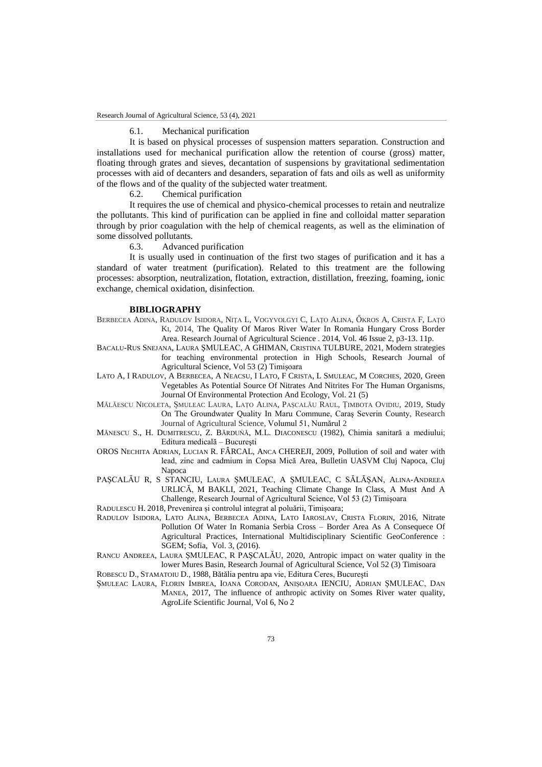### 6.1. Mechanical purification

It is based on physical processes of suspension matters separation. Construction and installations used for mechanical purification allow the retention of course (gross) matter, floating through grates and sieves, decantation of suspensions by gravitational sedimentation processes with aid of decanters and desanders, separation of fats and oils as well as uniformity of the flows and of the quality of the subjected water treatment.

### 6.2. Chemical purification

It requires the use of chemical and physico-chemical processes to retain and neutralize the pollutants. This kind of purification can be applied in fine and colloidal matter separation through by prior coagulation with the help of chemical reagents, as well as the elimination of some dissolved pollutants.

### 6.3. Advanced purification

It is usually used in continuation of the first two stages of purification and it has a standard of water treatment (purification). Related to this treatment are the following processes: absorption, neutralization, flotation, extraction, distillation, freezing, foaming, ionic exchange, chemical oxidation, disinfection.

## BIBLIOGRAPHY

BERBECEA ADINA, RADULOV ISIDORA, NIȚA L, VOGYVOLGYI C, LAȚO ALINA, ŐKROS A, CRISTA F, LAȚO KI, 2014, The Quality Of Maros River Water In Romania Hungary Cross Border Area. Research Journal of Agricultural Science . 2014, Vol. 46 Issue 2, p3-13. 11p.

BACALU-RUS SNEJANA, LAURA ȘMULEAC, A GHIMAN, CRISTINA TULBURE, 2021, Modern strategies for teaching environmental protection in High Schools, Research Journal of Agricultural Science, Vol 53 (2) Timișoara

LATO A, I RADULOV, A BERBECEA, A NEACSU, I LATO, F CRISTA, L SMULEAC, M CORCHES, 2020, Green Vegetables As Potential Source Of Nitrates And Nitrites For The Human Organisms, Journal Of Environmental Protection And Ecology, Vol. 21 (5)

MĂLĂESCU NICOLETA, ȘMULEAC LAURA, LAȚO ALINA, PAȘCALĂU RAUL, ȚIMBOTA OVIDIU, 2019, Study On The Groundwater Quality In Maru Commune, Caraş Severin County, Research Journal of Agricultural Science, Volumul 51, Numărul 2

MĂNESCU S., H. DUMITRESCU, Z. BĂRDUNĂ, M.L. DIACONESCU (1982), Chimia sanitară a mediului; Editura medicală – București

OROS NECHITA ADRIAN, LUCIAN R. FÂRCAL, ANCA CHEREJI, 2009, Pollution of soil and water with lead, zinc and cadmium in Copsa Mică Area, Bulletin UASVM Cluj Napoca, Cluj Napoca

PAȘCALĂU R, S STANCIU, LAURA ȘMULEAC, A ȘMULEAC, C SĂLĂȘAN, ALINA-ANDREEA URLICĂ, M BAKLI, 2021, Teaching Climate Change In Class, A Must And A Challenge, Research Journal of Agricultural Science, Vol 53 (2) Timișoara

RADULESCU H. 2018, Prevenirea și controlul integrat al poluării, Timișoara;

RADULOV ISIDORA, LATO ALINA, BERBECEA ADINA, LATO IAROSLAV, CRISTA FLORIN, 2016, Nitrate Pollution Of Water In Romania Serbia Cross – Border Area As A Consequece Of Agricultural Practices, International Multidisciplinary Scientific GeoConference : SGEM; Sofia, Vol. 3, (2016).

RANCU ANDREEA, LAURA ȘMULEAC, R PAȘCALĂU, 2020, Antropic impact on water quality in the lower Mures Basin, Research Journal of Agricultural Science, Vol 52 (3) Timisoara

ROBESCU D., STAMATOIU D., 1988, Bătălia pentru apa vie, Editura Ceres, București

ȘMULEAC LAURA, FLORIN IMBREA, IOANA CORODAN, ANIȘOARA IENCIU, ADRIAN ȘMULEAC, DAN MANEA, 2017, The influence of anthropic activity on Somes River water quality, AgroLife Scientific Journal, Vol 6, No 2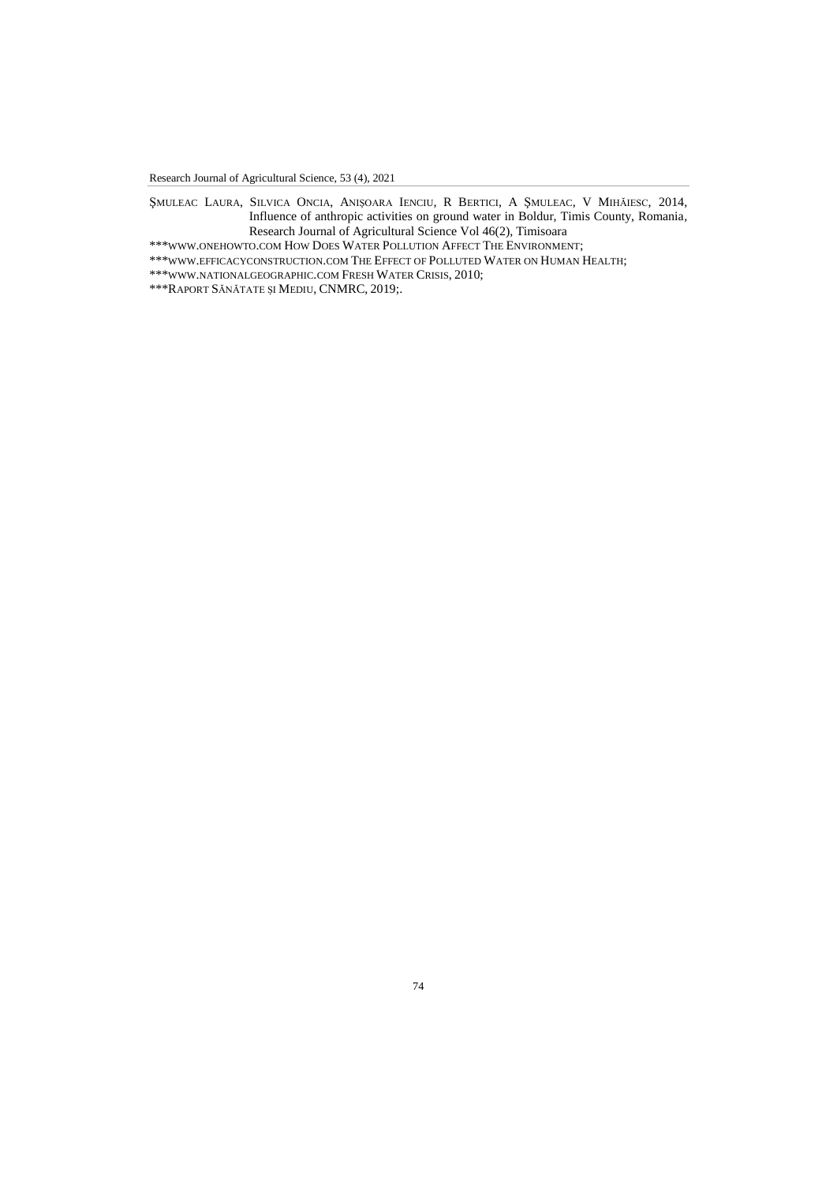ŞMULEAC LAURA, SILVICA ONCIA, ANIŞOARA IENCIU, R BERTICI, A ŞMULEAC, V MIHĂIESC, 2014, Influence of anthropic activities on ground water in Boldur, Timis County, Romania, Research Journal of Agricultural Science Vol 46(2), Timisoara

***WWW.ONEHOWTO.COM HOW DOES WATER POLLUTION AFFECT THE ENVIRONMENT;

***WWW.EFFICACYCONSTRUCTION.COM THE EFFECT OF POLLUTED WATER ON HUMAN HEALTH;

***WWW.NATIONALGEOGRAPHIC.COM FRESH WATER CRISIS, 2010;

***RAPORT SĂNĂTATE ȘI MEDIU, CNMRC, 2019;.